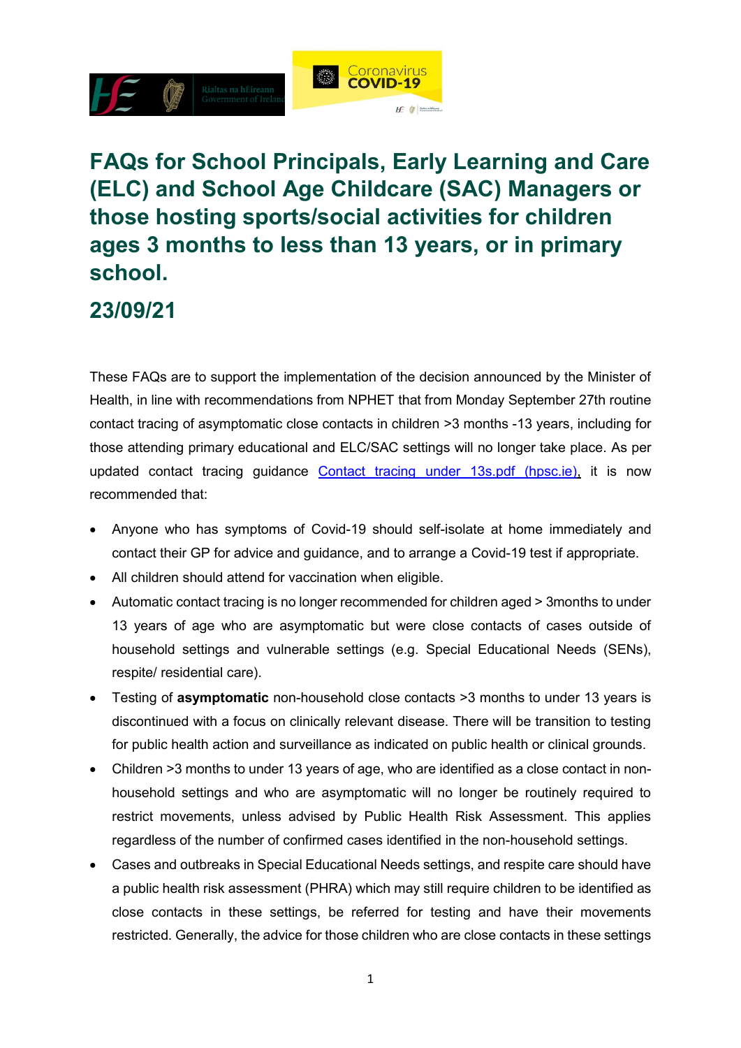# FAQs for School Principals, Early Learning and Care (ELC) and School Age Childcare (SAC) Managers or those hosting sports/social activities for children ages 3 months to less than 13 years, or in primary school.

## 23/09/21

These FAQs are to support the implementation of the decision announced by the Minister of Health, in line with recommendations from NPHET that from Monday September 27th routine contact tracing of asymptomatic close contacts in children >3 months -13 years, including for those attending primary educational and ELC/SAC settings will no longer take place. As per updated contact tracing guidance [Contact tracing under 13s.pdf (hpsc.ie)](), it is now recommended that:

- Anyone who has symptoms of Covid-19 should self-isolate at home immediately and contact their GP for advice and guidance, and to arrange a Covid-19 test if appropriate.
- All children should attend for vaccination when eligible.
- Automatic contact tracing is no longer recommended for children aged > 3months to under 13 years of age who are asymptomatic but were close contacts of cases outside of household settings and vulnerable settings (e.g. Special Educational Needs (SENs), respite/ residential care).
- Testing of **asymptomatic** non-household close contacts >3 months to under 13 years is discontinued with a focus on clinically relevant disease. There will be transition to testing for public health action and surveillance as indicated on public health or clinical grounds.
- Children >3 months to under 13 years of age, who are identified as a close contact in non-household settings and who are asymptomatic will no longer be routinely required to restrict movements, unless advised by Public Health Risk Assessment. This applies regardless of the number of confirmed cases identified in the non-household settings.
- Cases and outbreaks in Special Educational Needs settings, and respite care should have a public health risk assessment (PHRA) which may still require children to be identified as close contacts in these settings, be referred for testing and have their movements restricted. Generally, the advice for those children who are close contacts in these settings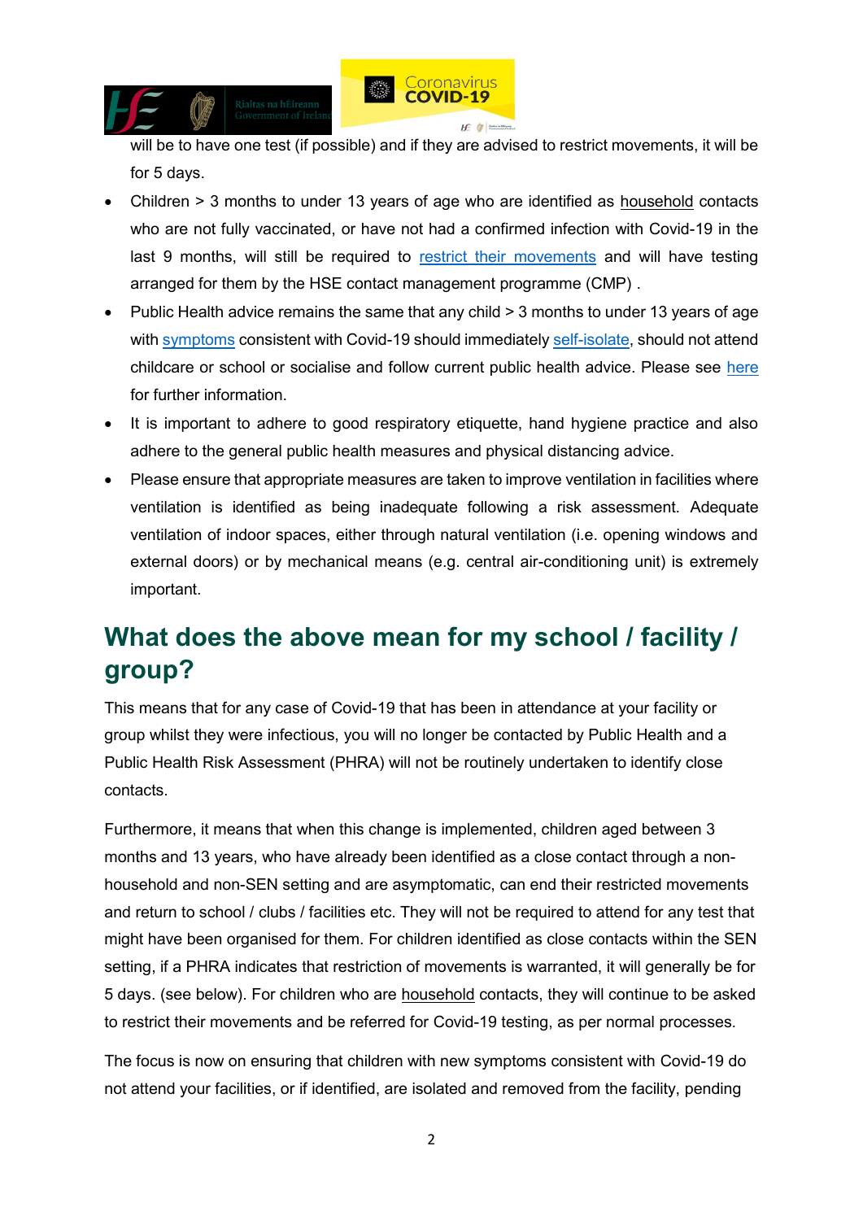will be to have one test (if possible) and if they are advised to restrict movements, it will be for 5 days.

- Children > 3 months to under 13 years of age who are identified as household contacts who are not fully vaccinated, or have not had a confirmed infection with Covid-19 in the last 9 months, will still be required to restrict their movements and will have testing arranged for them by the HSE contact management programme (CMP) .
- Public Health advice remains the same that any child > 3 months to under 13 years of age with symptoms consistent with Covid-19 should immediately self-isolate, should not attend childcare or school or socialise and follow current public health advice. Please see here for further information.
- It is important to adhere to good respiratory etiquette, hand hygiene practice and also adhere to the general public health measures and physical distancing advice.
- Please ensure that appropriate measures are taken to improve ventilation in facilities where ventilation is identified as being inadequate following a risk assessment. Adequate ventilation of indoor spaces, either through natural ventilation (i.e. opening windows and external doors) or by mechanical means (e.g. central air-conditioning unit) is extremely important.

## What does the above mean for my school / facility / group?

This means that for any case of Covid-19 that has been in attendance at your facility or group whilst they were infectious, you will no longer be contacted by Public Health and a Public Health Risk Assessment (PHRA) will not be routinely undertaken to identify close contacts.

Furthermore, it means that when this change is implemented, children aged between 3 months and 13 years, who have already been identified as a close contact through a non-household and non-SEN setting and are asymptomatic, can end their restricted movements and return to school / clubs / facilities etc. They will not be required to attend for any test that might have been organised for them. For children identified as close contacts within the SEN setting, if a PHRA indicates that restriction of movements is warranted, it will generally be for 5 days. (see below). For children who are household contacts, they will continue to be asked to restrict their movements and be referred for Covid-19 testing, as per normal processes.

The focus is now on ensuring that children with new symptoms consistent with Covid-19 do not attend your facilities, or if identified, are isolated and removed from the facility, pending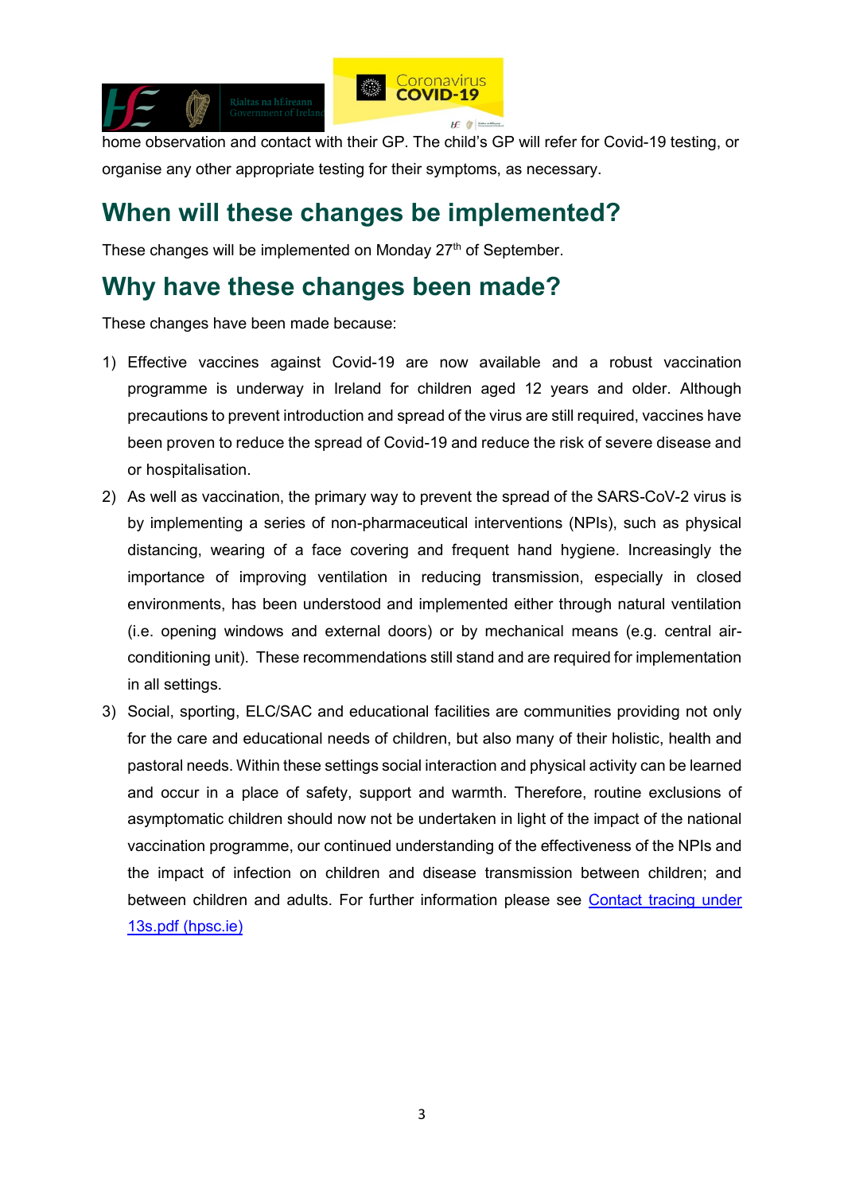home observation and contact with their GP. The child's GP will refer for Covid-19 testing, or organise any other appropriate testing for their symptoms, as necessary.

## When will these changes be implemented?

These changes will be implemented on Monday 27th of September.

## Why have these changes been made?

These changes have been made because:

1) Effective vaccines against Covid-19 are now available and a robust vaccination programme is underway in Ireland for children aged 12 years and older. Although precautions to prevent introduction and spread of the virus are still required, vaccines have been proven to reduce the spread of Covid-19 and reduce the risk of severe disease and or hospitalisation.
2) As well as vaccination, the primary way to prevent the spread of the SARS-CoV-2 virus is by implementing a series of non-pharmaceutical interventions (NPIs), such as physical distancing, wearing of a face covering and frequent hand hygiene. Increasingly the importance of improving ventilation in reducing transmission, especially in closed environments, has been understood and implemented either through natural ventilation (i.e. opening windows and external doors) or by mechanical means (e.g. central air-conditioning unit). These recommendations still stand and are required for implementation in all settings.
3) Social, sporting, ELC/SAC and educational facilities are communities providing not only for the care and educational needs of children, but also many of their holistic, health and pastoral needs. Within these settings social interaction and physical activity can be learned and occur in a place of safety, support and warmth. Therefore, routine exclusions of asymptomatic children should now not be undertaken in light of the impact of the national vaccination programme, our continued understanding of the effectiveness of the NPIs and the impact of infection on children and disease transmission between children; and between children and adults. For further information please see Contact tracing under 13s.pdf (hpsc.ie)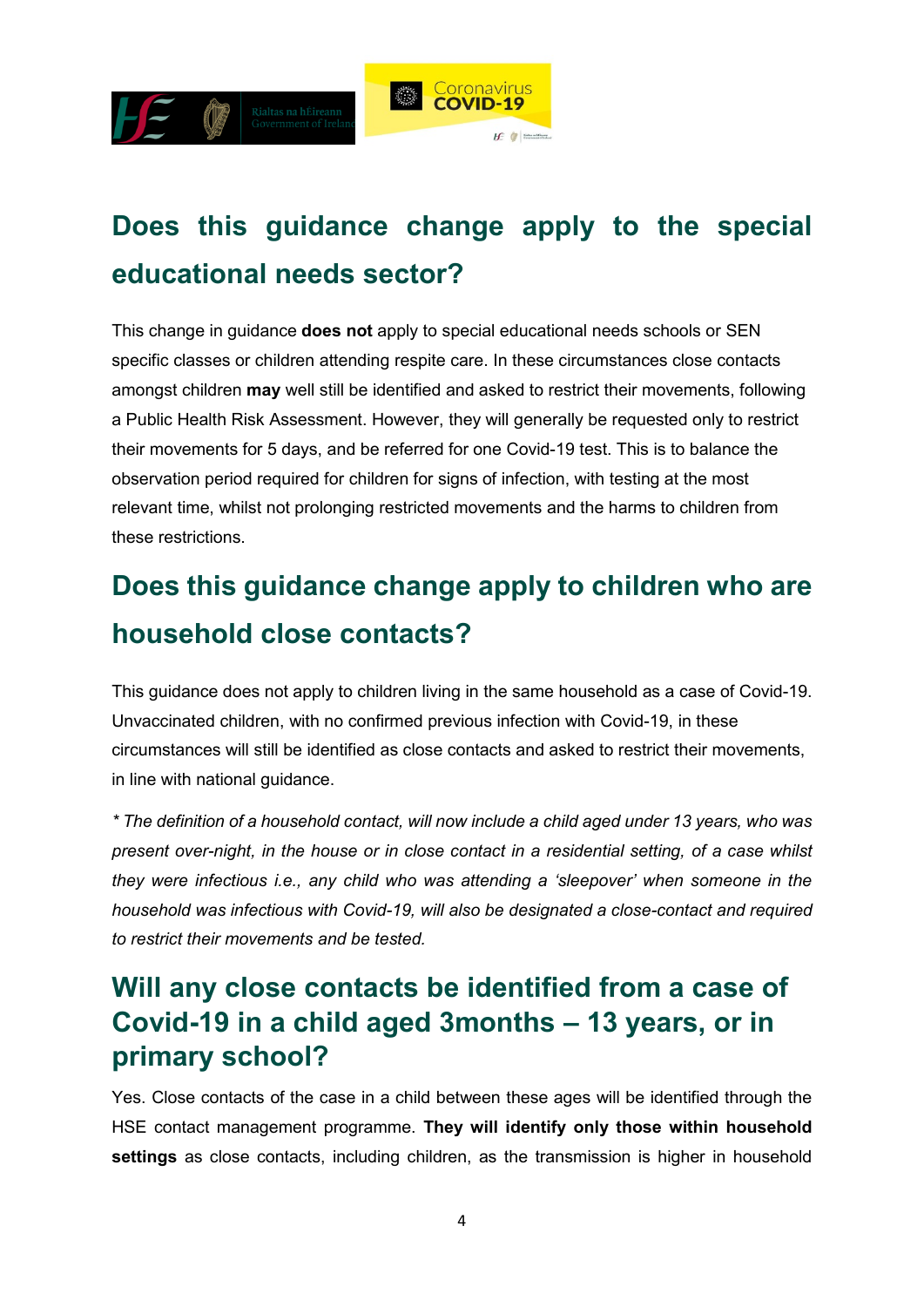## Does this guidance change apply to the special educational needs sector?

This change in guidance **does not** apply to special educational needs schools or SEN specific classes or children attending respite care. In these circumstances close contacts amongst children **may** well still be identified and asked to restrict their movements, following a Public Health Risk Assessment. However, they will generally be requested only to restrict their movements for 5 days, and be referred for one Covid-19 test. This is to balance the observation period required for children for signs of infection, with testing at the most relevant time, whilst not prolonging restricted movements and the harms to children from these restrictions.

## Does this guidance change apply to children who are household close contacts?

This guidance does not apply to children living in the same household as a case of Covid-19. Unvaccinated children, with no confirmed previous infection with Covid-19, in these circumstances will still be identified as close contacts and asked to restrict their movements, in line with national guidance.

*\* The definition of a household contact, will now include a child aged under 13 years, who was present over-night, in the house or in close contact in a residential setting, of a case whilst they were infectious i.e., any child who was attending a 'sleepover' when someone in the household was infectious with Covid-19, will also be designated a close-contact and required to restrict their movements and be tested.*

## Will any close contacts be identified from a case of Covid-19 in a child aged 3months – 13 years, or in primary school?

Yes. Close contacts of the case in a child between these ages will be identified through the HSE contact management programme. **They will identify only those within household settings** as close contacts, including children, as the transmission is higher in household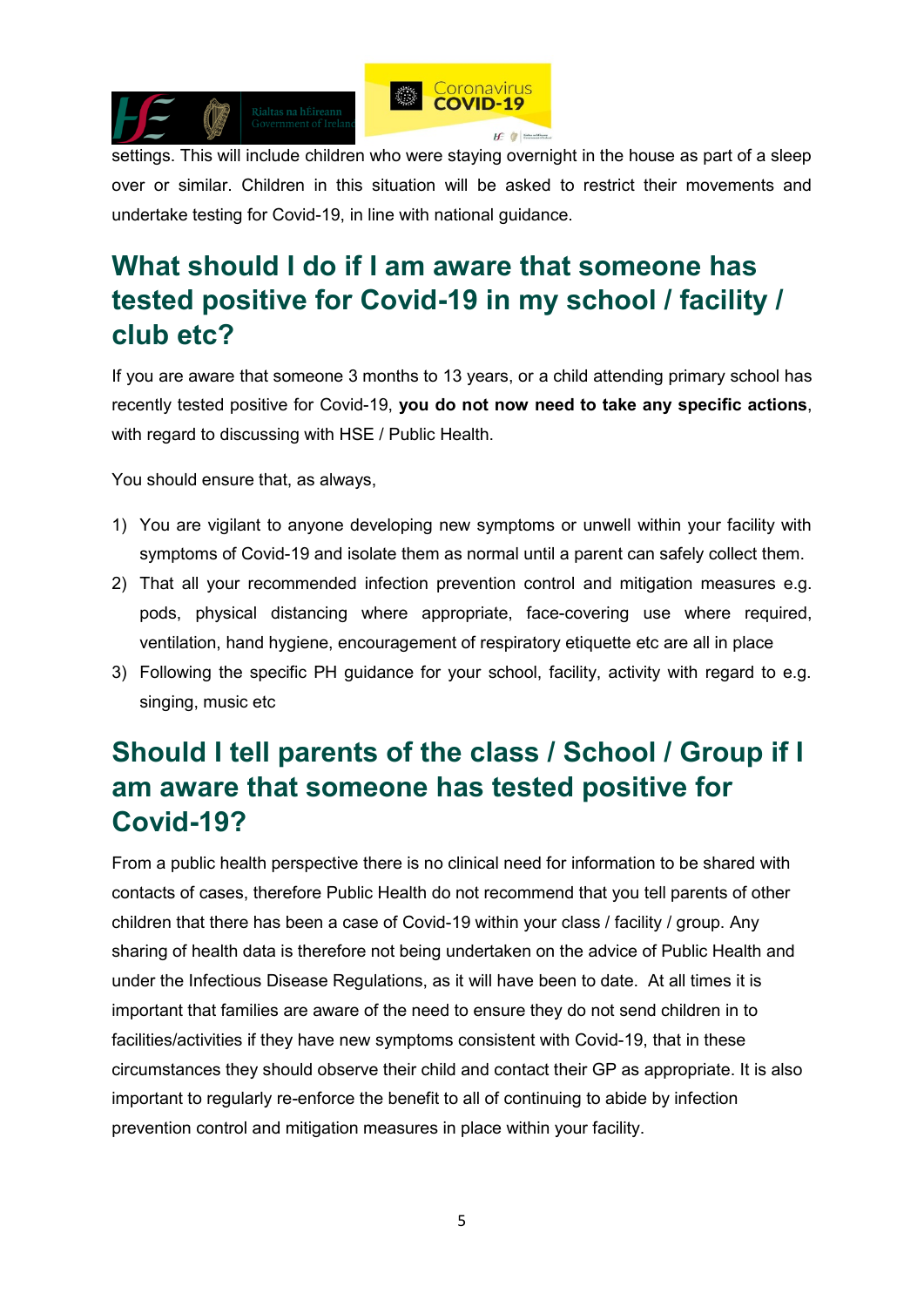settings. This will include children who were staying overnight in the house as part of a sleep over or similar. Children in this situation will be asked to restrict their movements and undertake testing for Covid-19, in line with national guidance.

## What should I do if I am aware that someone has tested positive for Covid-19 in my school / facility / club etc?

If you are aware that someone 3 months to 13 years, or a child attending primary school has recently tested positive for Covid-19, **you do not now need to take any specific actions**, with regard to discussing with HSE / Public Health.

You should ensure that, as always,

1) You are vigilant to anyone developing new symptoms or unwell within your facility with symptoms of Covid-19 and isolate them as normal until a parent can safely collect them.
2) That all your recommended infection prevention control and mitigation measures e.g. pods, physical distancing where appropriate, face-covering use where required, ventilation, hand hygiene, encouragement of respiratory etiquette etc are all in place
3) Following the specific PH guidance for your school, facility, activity with regard to e.g. singing, music etc

## Should I tell parents of the class / School / Group if I am aware that someone has tested positive for Covid-19?

From a public health perspective there is no clinical need for information to be shared with contacts of cases, therefore Public Health do not recommend that you tell parents of other children that there has been a case of Covid-19 within your class / facility / group. Any sharing of health data is therefore not being undertaken on the advice of Public Health and under the Infectious Disease Regulations, as it will have been to date. At all times it is important that families are aware of the need to ensure they do not send children in to facilities/activities if they have new symptoms consistent with Covid-19, that in these circumstances they should observe their child and contact their GP as appropriate. It is also important to regularly re-enforce the benefit to all of continuing to abide by infection prevention control and mitigation measures in place within your facility.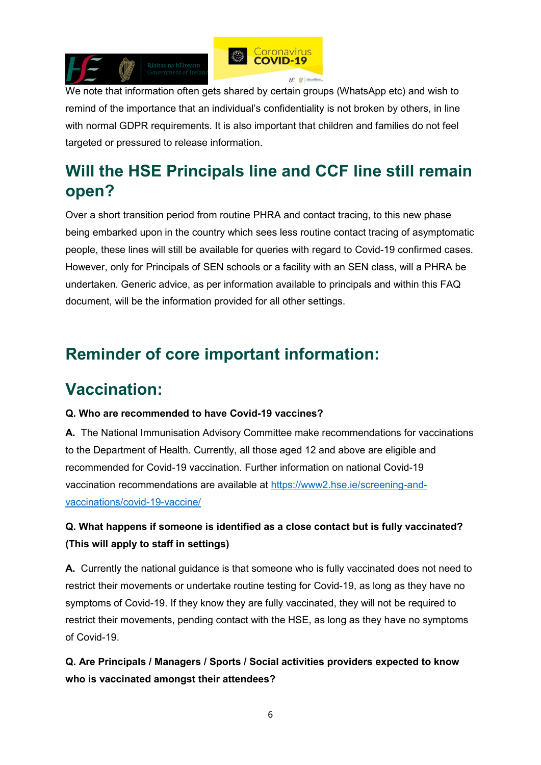We note that information often gets shared by certain groups (WhatsApp etc) and wish to remind of the importance that an individual's confidentiality is not broken by others, in line with normal GDPR requirements. It is also important that children and families do not feel targeted or pressured to release information.

## Will the HSE Principals line and CCF line still remain open?

Over a short transition period from routine PHRA and contact tracing, to this new phase being embarked upon in the country which sees less routine contact tracing of asymptomatic people, these lines will still be available for queries with regard to Covid-19 confirmed cases. However, only for Principals of SEN schools or a facility with an SEN class, will a PHRA be undertaken. Generic advice, as per information available to principals and within this FAQ document, will be the information provided for all other settings.

## Reminder of core important information:

## Vaccination:

**Q. Who are recommended to have Covid-19 vaccines?**

**A.** The National Immunisation Advisory Committee make recommendations for vaccinations to the Department of Health. Currently, all those aged 12 and above are eligible and recommended for Covid-19 vaccination. Further information on national Covid-19 vaccination recommendations are available at [https://www2.hse.ie/screening-and-vaccinations/covid-19-vaccine/](https://www2.hse.ie/screening-and-vaccinations/covid-19-vaccine/)

**Q. What happens if someone is identified as a close contact but is fully vaccinated? (This will apply to staff in settings)**

**A.** Currently the national guidance is that someone who is fully vaccinated does not need to restrict their movements or undertake routine testing for Covid-19, as long as they have no symptoms of Covid-19. If they know they are fully vaccinated, they will not be required to restrict their movements, pending contact with the HSE, as long as they have no symptoms of Covid-19.

**Q. Are Principals / Managers / Sports / Social activities providers expected to know who is vaccinated amongst their attendees?**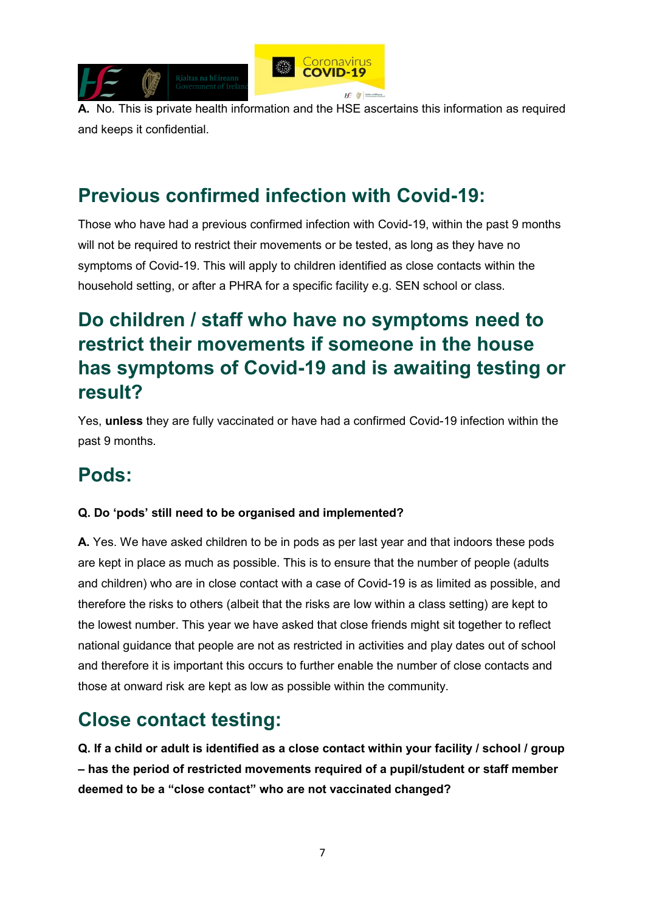**A.** No. This is private health information and the HSE ascertains this information as required and keeps it confidential.

## Previous confirmed infection with Covid-19:

Those who have had a previous confirmed infection with Covid-19, within the past 9 months will not be required to restrict their movements or be tested, as long as they have no symptoms of Covid-19. This will apply to children identified as close contacts within the household setting, or after a PHRA for a specific facility e.g. SEN school or class.

## Do children / staff who have no symptoms need to restrict their movements if someone in the house has symptoms of Covid-19 and is awaiting testing or result?

Yes, **unless** they are fully vaccinated or have had a confirmed Covid-19 infection within the past 9 months.

## Pods:

**Q. Do 'pods' still need to be organised and implemented?**

**A.** Yes. We have asked children to be in pods as per last year and that indoors these pods are kept in place as much as possible. This is to ensure that the number of people (adults and children) who are in close contact with a case of Covid-19 is as limited as possible, and therefore the risks to others (albeit that the risks are low within a class setting) are kept to the lowest number. This year we have asked that close friends might sit together to reflect national guidance that people are not as restricted in activities and play dates out of school and therefore it is important this occurs to further enable the number of close contacts and those at onward risk are kept as low as possible within the community.

## Close contact testing:

**Q. If a child or adult is identified as a close contact within your facility / school / group – has the period of restricted movements required of a pupil/student or staff member deemed to be a "close contact" who are not vaccinated changed?**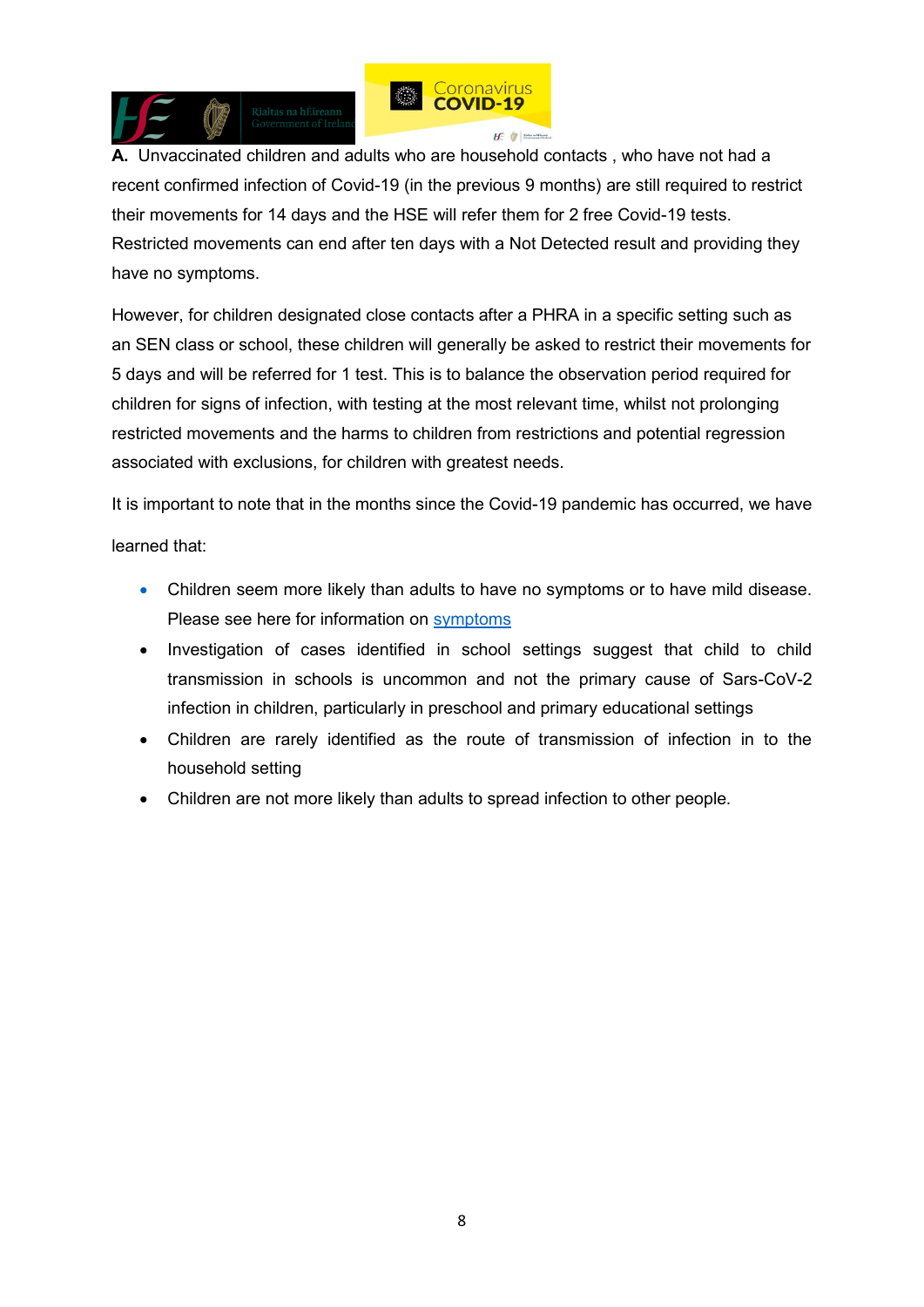**A.** Unvaccinated children and adults who are household contacts , who have not had a recent confirmed infection of Covid-19 (in the previous 9 months) are still required to restrict their movements for 14 days and the HSE will refer them for 2 free Covid-19 tests. Restricted movements can end after ten days with a Not Detected result and providing they have no symptoms.

However, for children designated close contacts after a PHRA in a specific setting such as an SEN class or school, these children will generally be asked to restrict their movements for 5 days and will be referred for 1 test. This is to balance the observation period required for children for signs of infection, with testing at the most relevant time, whilst not prolonging restricted movements and the harms to children from restrictions and potential regression associated with exclusions, for children with greatest needs.

It is important to note that in the months since the Covid-19 pandemic has occurred, we have learned that:

- Children seem more likely than adults to have no symptoms or to have mild disease. Please see here for information on symptoms
- Investigation of cases identified in school settings suggest that child to child transmission in schools is uncommon and not the primary cause of Sars-CoV-2 infection in children, particularly in preschool and primary educational settings
- Children are rarely identified as the route of transmission of infection in to the household setting
- Children are not more likely than adults to spread infection to other people.